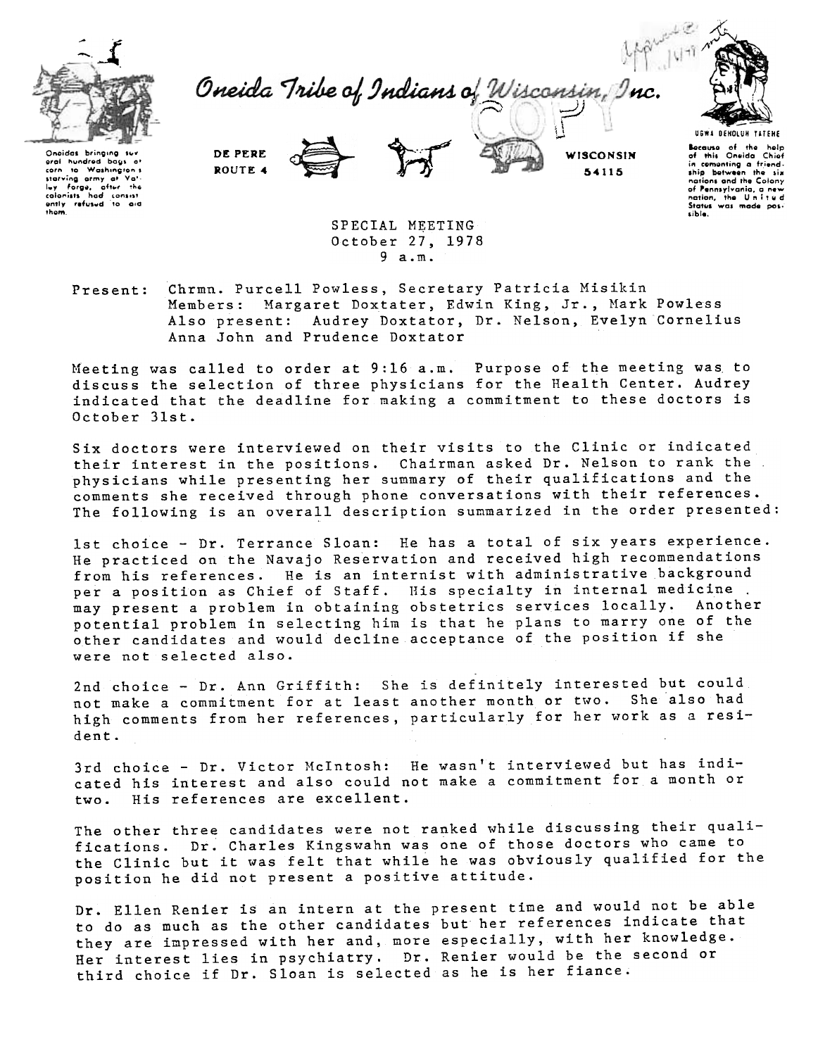Oneida Tribe of Indians of Wisconsin, Inc.

DE PERE
ROUTE 4

WISCONSIN
54115

Oneidas bringing several hundred bags of corn to Washington's starving army at Valley Forge, after the colonists had consistently refused to aid them.

UGWA DEHOLUH TATEHE

Because of the help of this Oneida Chief in cementing a friendship between the six nations and the Colony of Pennsylvania, a new nation, the United States was made possible.

SPECIAL MEETING
October 27, 1978
9 a.m.

Present: Chrmn. Purcell Powless, Secretary Patricia Misikin
Members: Margaret Doxtater, Edwin King, Jr., Mark Powless
Also present: Audrey Doxtator, Dr. Nelson, Evelyn Cornelius
Anna John and Prudence Doxtator

Meeting was called to order at 9:16 a.m. Purpose of the meeting was to discuss the selection of three physicians for the Health Center. Audrey indicated that the deadline for making a commitment to these doctors is October 31st.

Six doctors were interviewed on their visits to the Clinic or indicated their interest in the positions. Chairman asked Dr. Nelson to rank the physicians while presenting her summary of their qualifications and the comments she received through phone conversations with their references. The following is an overall description summarized in the order presented:

1st choice - Dr. Terrance Sloan: He has a total of six years experience. He practiced on the Navajo Reservation and received high recommendations from his references. He is an internist with administrative background per a position as Chief of Staff. His specialty in internal medicine may present a problem in obtaining obstetrics services locally. Another potential problem in selecting him is that he plans to marry one of the other candidates and would decline acceptance of the position if she were not selected also.

2nd choice - Dr. Ann Griffith: She is definitely interested but could not make a commitment for at least another month or two. She also had high comments from her references, particularly for her work as a resident.

3rd choice - Dr. Victor McIntosh: He wasn't interviewed but has indicated his interest and also could not make a commitment for a month or two. His references are excellent.

The other three candidates were not ranked while discussing their qualifications. Dr. Charles Kingswahn was one of those doctors who came to the Clinic but it was felt that while he was obviously qualified for the position he did not present a positive attitude.

Dr. Ellen Renier is an intern at the present time and would not be able to do as much as the other candidates but her references indicate that they are impressed with her and, more especially, with her knowledge. Her interest lies in psychiatry. Dr. Renier would be the second or third choice if Dr. Sloan is selected as he is her fiance.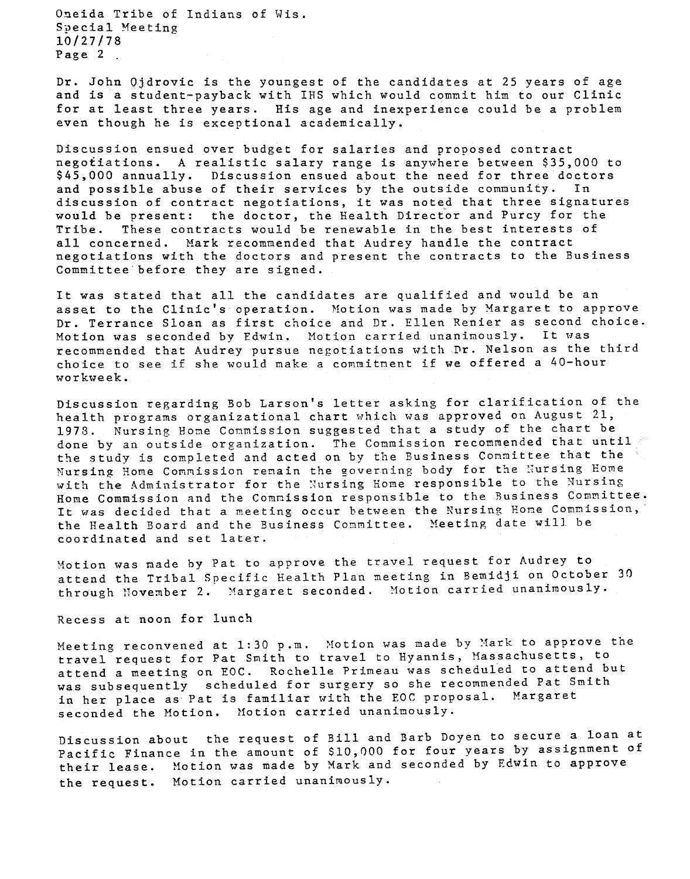Dr. John Ojdrovic is the youngest of the candidates at 25 years of age and is a student-payback with IHS which would commit him to our Clinic for at least three years. His age and inexperience could be a problem even though he is exceptional academically.

Discussion ensued over budget for salaries and proposed contract negotiations. A realistic salary range is anywhere between $35,000 to $45,000 annually. Discussion ensued about the need for three doctors and possible abuse of their services by the outside community. In discussion of contract negotiations, it was noted that three signatures would be present: the doctor, the Health Director and Purcy for the Tribe. These contracts would be renewable in the best interests of all concerned. Mark recommended that Audrey handle the contract negotiations with the doctors and present the contracts to the Business Committee before they are signed.

It was stated that all the candidates are qualified and would be an asset to the Clinic's operation. Motion was made by Margaret to approve Dr. Terrance Sloan as first choice and Dr. Ellen Renier as second choice. Motion was seconded by Edwin. Motion carried unanimously. It was recommended that Audrey pursue negotiations with Dr. Nelson as the third choice to see if she would make a commitment if we offered a 40-hour workweek.

Discussion regarding Bob Larson's letter asking for clarification of the health programs organizational chart which was approved on August 21, 1978. Nursing Home Commission suggested that a study of the chart be done by an outside organization. The Commission recommended that until the study is completed and acted on by the Business Committee that the Nursing Home Commission remain the governing body for the Nursing Home with the Administrator for the Nursing Home responsible to the Nursing Home Commission and the Commission responsible to the Business Committee. It was decided that a meeting occur between the Nursing Home Commission, the Health Board and the Business Committee. Meeting date will be coordinated and set later.

Motion was made by Pat to approve the travel request for Audrey to attend the Tribal Specific Health Plan meeting in Bemidji on October 30 through November 2. Margaret seconded. Motion carried unanimously.

Recess at noon for lunch

Meeting reconvened at 1:30 p.m. Motion was made by Mark to approve the travel request for Pat Smith to travel to Hyannis, Massachusetts, to attend a meeting on EOC. Rochelle Primeau was scheduled to attend but was subsequently scheduled for surgery so she recommended Pat Smith in her place as Pat is familiar with the EOC proposal. Margaret seconded the Motion. Motion carried unanimously.

Discussion about the request of Bill and Barb Doyen to secure a loan at Pacific Finance in the amount of $10,000 for four years by assignment of their lease. Motion was made by Mark and seconded by Edwin to approve the request. Motion carried unanimously.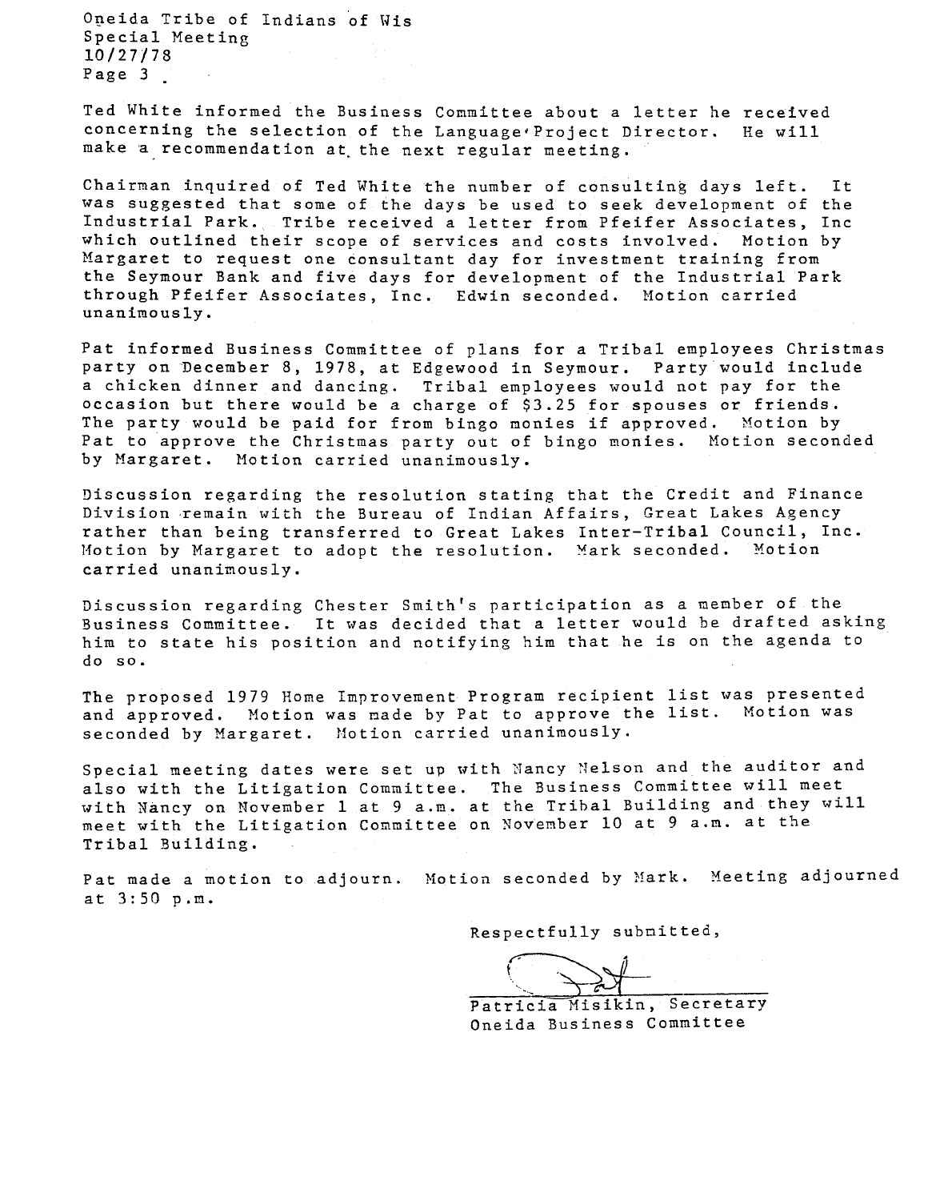Ted White informed the Business Committee about a letter he received concerning the selection of the Language Project Director. He will make a recommendation at the next regular meeting.

Chairman inquired of Ted White the number of consulting days left. It was suggested that some of the days be used to seek development of the Industrial Park. Tribe received a letter from Pfeifer Associates, Inc which outlined their scope of services and costs involved. Motion by Margaret to request one consultant day for investment training from the Seymour Bank and five days for development of the Industrial Park through Pfeifer Associates, Inc. Edwin seconded. Motion carried unanimously.

Pat informed Business Committee of plans for a Tribal employees Christmas party on December 8, 1978, at Edgewood in Seymour. Party would include a chicken dinner and dancing. Tribal employees would not pay for the occasion but there would be a charge of $3.25 for spouses or friends. The party would be paid for from bingo monies if approved. Motion by Pat to approve the Christmas party out of bingo monies. Motion seconded by Margaret. Motion carried unanimously.

Discussion regarding the resolution stating that the Credit and Finance Division remain with the Bureau of Indian Affairs, Great Lakes Agency rather than being transferred to Great Lakes Inter-Tribal Council, Inc. Motion by Margaret to adopt the resolution. Mark seconded. Motion carried unanimously.

Discussion regarding Chester Smith's participation as a member of the Business Committee. It was decided that a letter would be drafted asking him to state his position and notifying him that he is on the agenda to do so.

The proposed 1979 Home Improvement Program recipient list was presented and approved. Motion was made by Pat to approve the list. Motion was seconded by Margaret. Motion carried unanimously.

Special meeting dates were set up with Nancy Nelson and the auditor and also with the Litigation Committee. The Business Committee will meet with Nancy on November 1 at 9 a.m. at the Tribal Building and they will meet with the Litigation Committee on November 10 at 9 a.m. at the Tribal Building.

Pat made a motion to adjourn. Motion seconded by Mark. Meeting adjourned at 3:50 p.m.

Respectfully submitted,

Patricia Misikin, Secretary
Oneida Business Committee